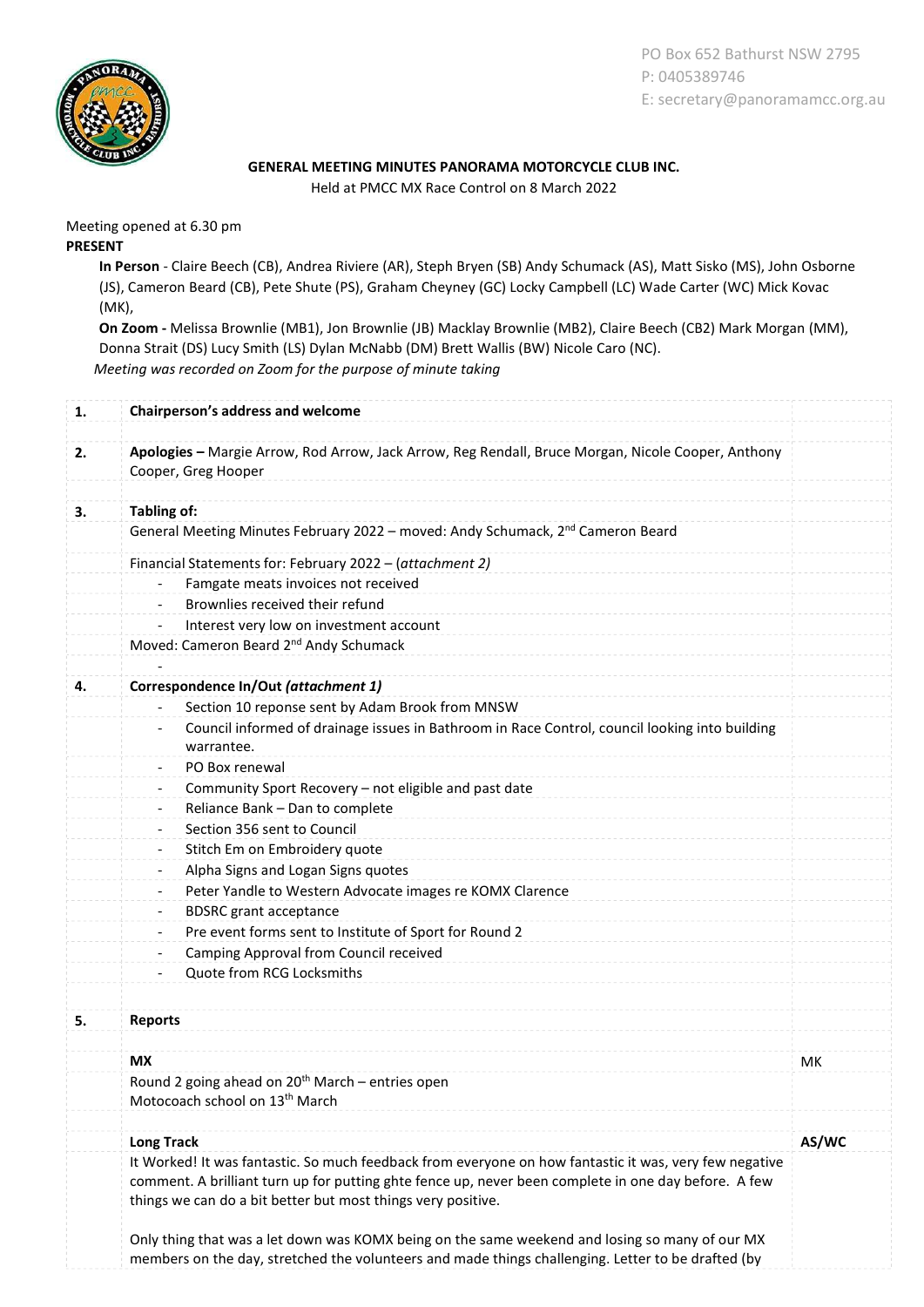PO Box 652 Bathurst NSW 2795
P: 0405389746
E: secretary@panoramamcc.org.au

**GENERAL MEETING MINUTES PANORAMA MOTORCYCLE CLUB INC.**

Held at PMCC MX Race Control on 8 March 2022

Meeting opened at 6.30 pm

**PRESENT**

**In Person** - Claire Beech (CB), Andrea Riviere (AR), Steph Bryen (SB) Andy Schumack (AS), Matt Sisko (MS), John Osborne (JS), Cameron Beard (CB), Pete Shute (PS), Graham Cheyney (GC) Locky Campbell (LC) Wade Carter (WC) Mick Kovac (MK),

**On Zoom -** Melissa Brownlie (MB1), Jon Brownlie (JB) Macklay Brownlie (MB2), Claire Beech (CB2) Mark Morgan (MM), Donna Strait (DS) Lucy Smith (LS) Dylan McNabb (DM) Brett Wallis (BW) Nicole Caro (NC).

*Meeting was recorded on Zoom for the purpose of minute taking*

| | | |
|---|---|---|
| **1.** | **Chairperson's address and welcome** | |
| **2.** | **Apologies –** Margie Arrow, Rod Arrow, Jack Arrow, Reg Rendall, Bruce Morgan, Nicole Cooper, Anthony Cooper, Greg Hooper | |
| **3.** | **Tabling of:** | |
| | General Meeting Minutes February 2022 – moved: Andy Schumack, 2nd Cameron Beard | |
| | Financial Statements for: February 2022 – (*attachment 2)* | |
| | - Famgate meats invoices not received | |
| | - Brownlies received their refund | |
| | - Interest very low on investment account | |
| | Moved: Cameron Beard 2nd Andy Schumack | |
| | - | |
| **4.** | **Correspondence In/Out *(attachment 1)*** | |
| | - Section 10 reponse sent by Adam Brook from MNSW | |
| | - Council informed of drainage issues in Bathroom in Race Control, council looking into building warrantee. | |
| | - PO Box renewal | |
| | - Community Sport Recovery – not eligible and past date | |
| | - Reliance Bank – Dan to complete | |
| | - Section 356 sent to Council | |
| | - Stitch Em on Embroidery quote | |
| | - Alpha Signs and Logan Signs quotes | |
| | - Peter Yandle to Western Advocate images re KOMX Clarence | |
| | - BDSRC grant acceptance | |
| | - Pre event forms sent to Institute of Sport for Round 2 | |
| | - Camping Approval from Council received | |
| | - Quote from RCG Locksmiths | |
| **5.** | **Reports** | |
| | **MX** | MK |
| | Round 2 going ahead on 20th March – entries open<br>Motocoach school on 13th March | |
| | **Long Track** | **AS/WC** |
| | It Worked! It was fantastic. So much feedback from everyone on how fantastic it was, very few negative comment. A brilliant turn up for putting ghte fence up, never been complete in one day before. A few things we can do a bit better but most things very positive.<br><br>Only thing that was a let down was KOMX being on the same weekend and losing so many of our MX members on the day, stretched the volunteers and made things challenging. Letter to be drafted (by | |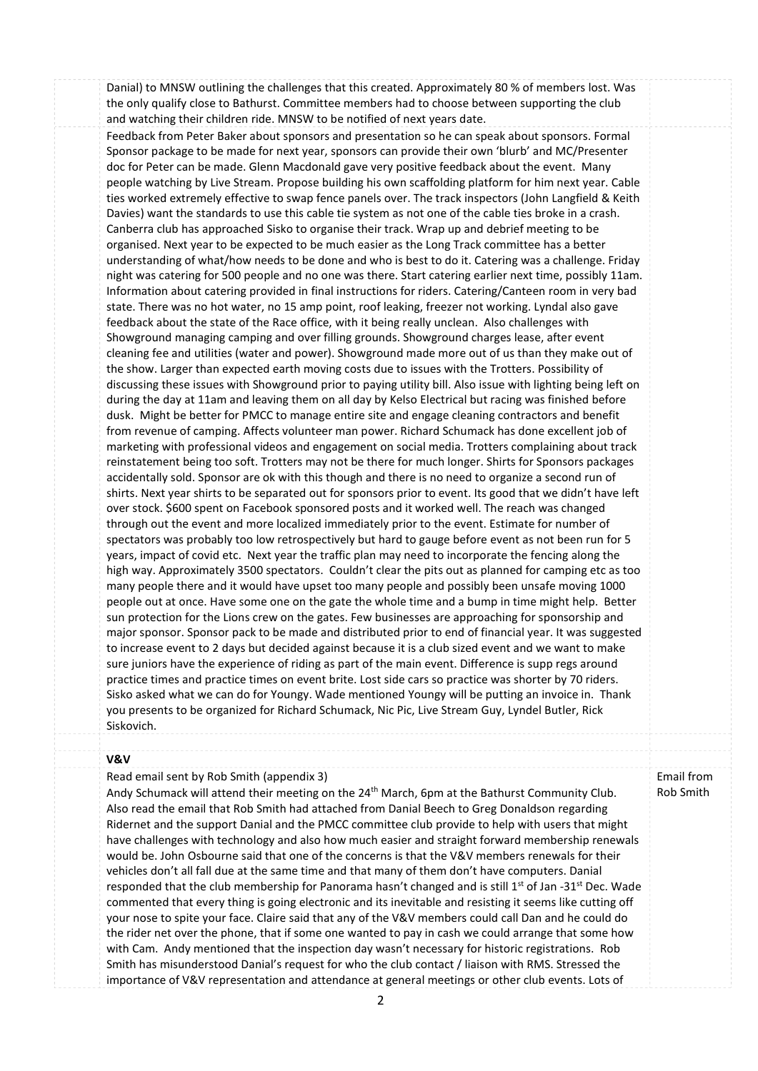Danial) to MNSW outlining the challenges that this created. Approximately 80 % of members lost. Was the only qualify close to Bathurst. Committee members had to choose between supporting the club and watching their children ride. MNSW to be notified of next years date.

Feedback from Peter Baker about sponsors and presentation so he can speak about sponsors. Formal Sponsor package to be made for next year, sponsors can provide their own 'blurb' and MC/Presenter doc for Peter can be made. Glenn Macdonald gave very positive feedback about the event. Many people watching by Live Stream. Propose building his own scaffolding platform for him next year. Cable ties worked extremely effective to swap fence panels over. The track inspectors (John Langfield & Keith Davies) want the standards to use this cable tie system as not one of the cable ties broke in a crash. Canberra club has approached Sisko to organise their track. Wrap up and debrief meeting to be organised. Next year to be expected to be much easier as the Long Track committee has a better understanding of what/how needs to be done and who is best to do it. Catering was a challenge. Friday night was catering for 500 people and no one was there. Start catering earlier next time, possibly 11am. Information about catering provided in final instructions for riders. Catering/Canteen room in very bad state. There was no hot water, no 15 amp point, roof leaking, freezer not working. Lyndal also gave feedback about the state of the Race office, with it being really unclean. Also challenges with Showground managing camping and over filling grounds. Showground charges lease, after event cleaning fee and utilities (water and power). Showground made more out of us than they make out of the show. Larger than expected earth moving costs due to issues with the Trotters. Possibility of discussing these issues with Showground prior to paying utility bill. Also issue with lighting being left on during the day at 11am and leaving them on all day by Kelso Electrical but racing was finished before dusk. Might be better for PMCC to manage entire site and engage cleaning contractors and benefit from revenue of camping. Affects volunteer man power. Richard Schumack has done excellent job of marketing with professional videos and engagement on social media. Trotters complaining about track reinstatement being too soft. Trotters may not be there for much longer. Shirts for Sponsors packages accidentally sold. Sponsor are ok with this though and there is no need to organize a second run of shirts. Next year shirts to be separated out for sponsors prior to event. Its good that we didn't have left over stock. $600 spent on Facebook sponsored posts and it worked well. The reach was changed through out the event and more localized immediately prior to the event. Estimate for number of spectators was probably too low retrospectively but hard to gauge before event as not been run for 5 years, impact of covid etc. Next year the traffic plan may need to incorporate the fencing along the high way. Approximately 3500 spectators. Couldn't clear the pits out as planned for camping etc as too many people there and it would have upset too many people and possibly been unsafe moving 1000 people out at once. Have some one on the gate the whole time and a bump in time might help. Better sun protection for the Lions crew on the gates. Few businesses are approaching for sponsorship and major sponsor. Sponsor pack to be made and distributed prior to end of financial year. It was suggested to increase event to 2 days but decided against because it is a club sized event and we want to make sure juniors have the experience of riding as part of the main event. Difference is supp regs around practice times and practice times on event brite. Lost side cars so practice was shorter by 70 riders. Sisko asked what we can do for Youngy. Wade mentioned Youngy will be putting an invoice in. Thank you presents to be organized for Richard Schumack, Nic Pic, Live Stream Guy, Lyndel Butler, Rick Siskovich.

**V&V**

Read email sent by Rob Smith (appendix 3) — *Email from Rob Smith*

Andy Schumack will attend their meeting on the 24th March, 6pm at the Bathurst Community Club. Also read the email that Rob Smith had attached from Danial Beech to Greg Donaldson regarding Ridernet and the support Danial and the PMCC committee club provide to help with users that might have challenges with technology and also how much easier and straight forward membership renewals would be. John Osbourne said that one of the concerns is that the V&V members renewals for their vehicles don't all fall due at the same time and that many of them don't have computers. Danial responded that the club membership for Panorama hasn't changed and is still 1st of Jan -31st Dec. Wade commented that every thing is going electronic and its inevitable and resisting it seems like cutting off your nose to spite your face. Claire said that any of the V&V members could call Dan and he could do the rider net over the phone, that if some one wanted to pay in cash we could arrange that some how with Cam. Andy mentioned that the inspection day wasn't necessary for historic registrations. Rob Smith has misunderstood Danial's request for who the club contact / liaison with RMS. Stressed the importance of V&V representation and attendance at general meetings or other club events. Lots of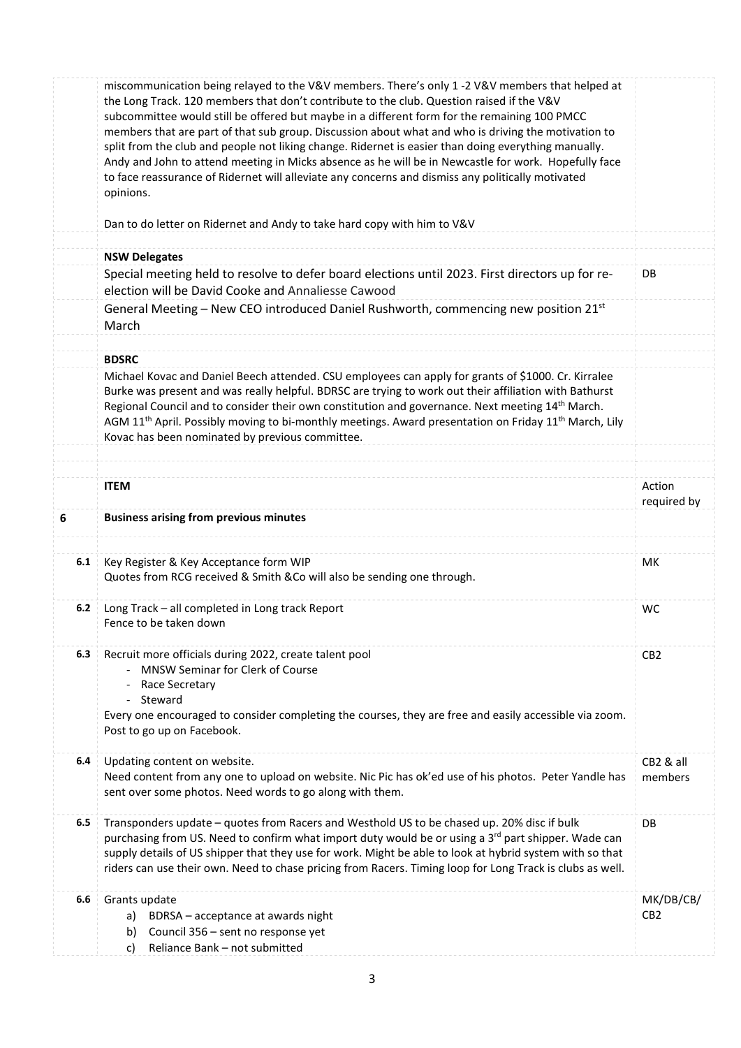| | | |
|---|---|---|
| | miscommunication being relayed to the V&V members. There's only 1 -2 V&V members that helped at the Long Track. 120 members that don't contribute to the club. Question raised if the V&V subcommittee would still be offered but maybe in a different form for the remaining 100 PMCC members that are part of that sub group. Discussion about what and who is driving the motivation to split from the club and people not liking change. Ridernet is easier than doing everything manually. Andy and John to attend meeting in Micks absence as he will be in Newcastle for work. Hopefully face to face reassurance of Ridernet will alleviate any concerns and dismiss any politically motivated opinions.<br><br>Dan to do letter on Ridernet and Andy to take hard copy with him to V&V | |
| | **NSW Delegates** | |
| | Special meeting held to resolve to defer board elections until 2023. First directors up for re-election will be David Cooke and Annaliesse Cawood | DB |
| | General Meeting – New CEO introduced Daniel Rushworth, commencing new position 21st March | |
| | **BDSRC** | |
| | Michael Kovac and Daniel Beech attended. CSU employees can apply for grants of $1000. Cr. Kirralee Burke was present and was really helpful. BDRSC are trying to work out their affiliation with Bathurst Regional Council and to consider their own constitution and governance. Next meeting 14th March. AGM 11th April. Possibly moving to bi-monthly meetings. Award presentation on Friday 11th March, Lily Kovac has been nominated by previous committee. | |
| | **ITEM** | Action required by |
| **6** | **Business arising from previous minutes** | |
| **6.1** | Key Register & Key Acceptance form WIP<br>Quotes from RCG received & Smith &Co will also be sending one through. | MK |
| **6.2** | Long Track – all completed in Long track Report<br>Fence to be taken down | WC |
| **6.3** | Recruit more officials during 2022, create talent pool<br>- MNSW Seminar for Clerk of Course<br>- Race Secretary<br>- Steward<br>Every one encouraged to consider completing the courses, they are free and easily accessible via zoom. Post to go up on Facebook. | CB2 |
| **6.4** | Updating content on website.<br>Need content from any one to upload on website. Nic Pic has ok'ed use of his photos. Peter Yandle has sent over some photos. Need words to go along with them. | CB2 & all members |
| **6.5** | Transponders update – quotes from Racers and Westhold US to be chased up. 20% disc if bulk purchasing from US. Need to confirm what import duty would be or using a 3rd part shipper. Wade can supply details of US shipper that they use for work. Might be able to look at hybrid system with so that riders can use their own. Need to chase pricing from Racers. Timing loop for Long Track is clubs as well. | DB |
| **6.6** | Grants update<br>a) BDRSA – acceptance at awards night<br>b) Council 356 – sent no response yet<br>c) Reliance Bank – not submitted | MK/DB/CB/CB2 |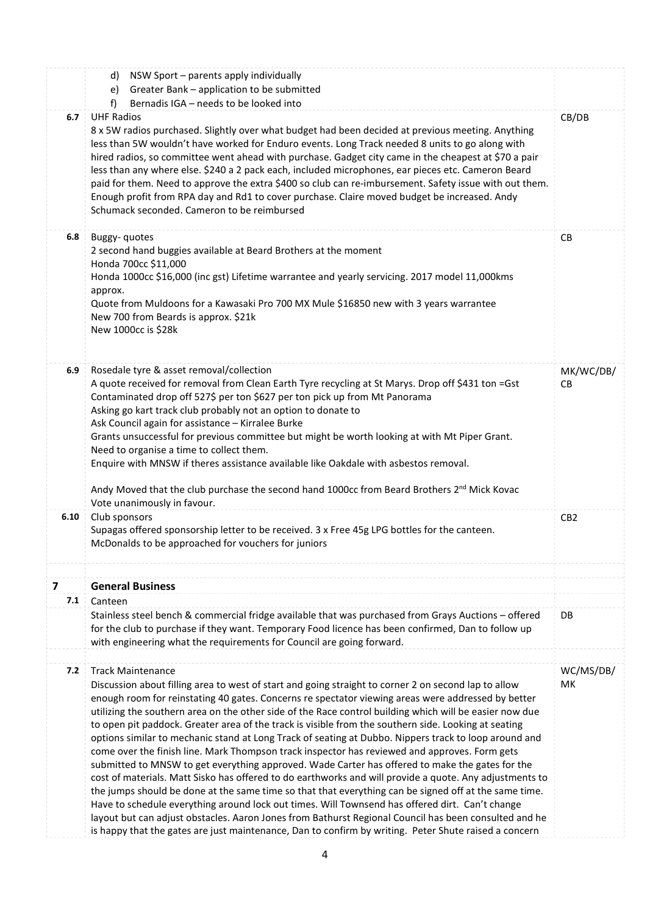| | | |
|---|---|---|
| | d) NSW Sport – parents apply individually<br>e) Greater Bank – application to be submitted<br>f) Bernadis IGA – needs to be looked into | |
| **6.7** | UHF Radios<br>8 x 5W radios purchased. Slightly over what budget had been decided at previous meeting. Anything less than 5W wouldn't have worked for Enduro events. Long Track needed 8 units to go along with hired radios, so committee went ahead with purchase. Gadget city came in the cheapest at $70 a pair less than any where else. $240 a 2 pack each, included microphones, ear pieces etc. Cameron Beard paid for them. Need to approve the extra $400 so club can re-imbursement. Safety issue with out them. Enough profit from RPA day and Rd1 to cover purchase. Claire moved budget be increased. Andy Schumack seconded. Cameron to be reimbursed | CB/DB |
| **6.8** | Buggy- quotes<br>2 second hand buggies available at Beard Brothers at the moment<br>Honda 700cc $11,000<br>Honda 1000cc $16,000 (inc gst) Lifetime warrantee and yearly servicing. 2017 model 11,000kms approx.<br>Quote from Muldoons for a Kawasaki Pro 700 MX Mule $16850 new with 3 years warrantee<br>New 700 from Beards is approx. $21k<br>New 1000cc is $28k | CB |
| **6.9** | Rosedale tyre & asset removal/collection<br>A quote received for removal from Clean Earth Tyre recycling at St Marys. Drop off $431 ton =Gst<br>Contaminated drop off 527$ per ton $627 per ton pick up from Mt Panorama<br>Asking go kart track club probably not an option to donate to<br>Ask Council again for assistance – Kirralee Burke<br>Grants unsuccessful for previous committee but might be worth looking at with Mt Piper Grant.<br>Need to organise a time to collect them.<br>Enquire with MNSW if theres assistance available like Oakdale with asbestos removal.<br><br>Andy Moved that the club purchase the second hand 1000cc from Beard Brothers 2nd Mick Kovac<br>Vote unanimously in favour. | MK/WC/DB/CB |
| **6.10** | Club sponsors<br>Supagas offered sponsorship letter to be received. 3 x Free 45g LPG bottles for the canteen.<br>McDonalds to be approached for vouchers for juniors | CB2 |
| | | |
| **7** | **General Business** | |
| **7.1** | Canteen | |
| | Stainless steel bench & commercial fridge available that was purchased from Grays Auctions – offered for the club to purchase if they want. Temporary Food licence has been confirmed, Dan to follow up with engineering what the requirements for Council are going forward. | DB |
| | | |
| **7.2** | Track Maintenance<br>Discussion about filling area to west of start and going straight to corner 2 on second lap to allow enough room for reinstating 40 gates. Concerns re spectator viewing areas were addressed by better utilizing the southern area on the other side of the Race control building which will be easier now due to open pit paddock. Greater area of the track is visible from the southern side. Looking at seating options similar to mechanic stand at Long Track of seating at Dubbo. Nippers track to loop around and come over the finish line. Mark Thompson track inspector has reviewed and approves. Form gets submitted to MNSW to get everything approved. Wade Carter has offered to make the gates for the cost of materials. Matt Sisko has offered to do earthworks and will provide a quote. Any adjustments to the jumps should be done at the same time so that that everything can be signed off at the same time. Have to schedule everything around lock out times. Will Townsend has offered dirt. Can't change layout but can adjust obstacles. Aaron Jones from Bathurst Regional Council has been consulted and he is happy that the gates are just maintenance, Dan to confirm by writing. Peter Shute raised a concern | WC/MS/DB/MK |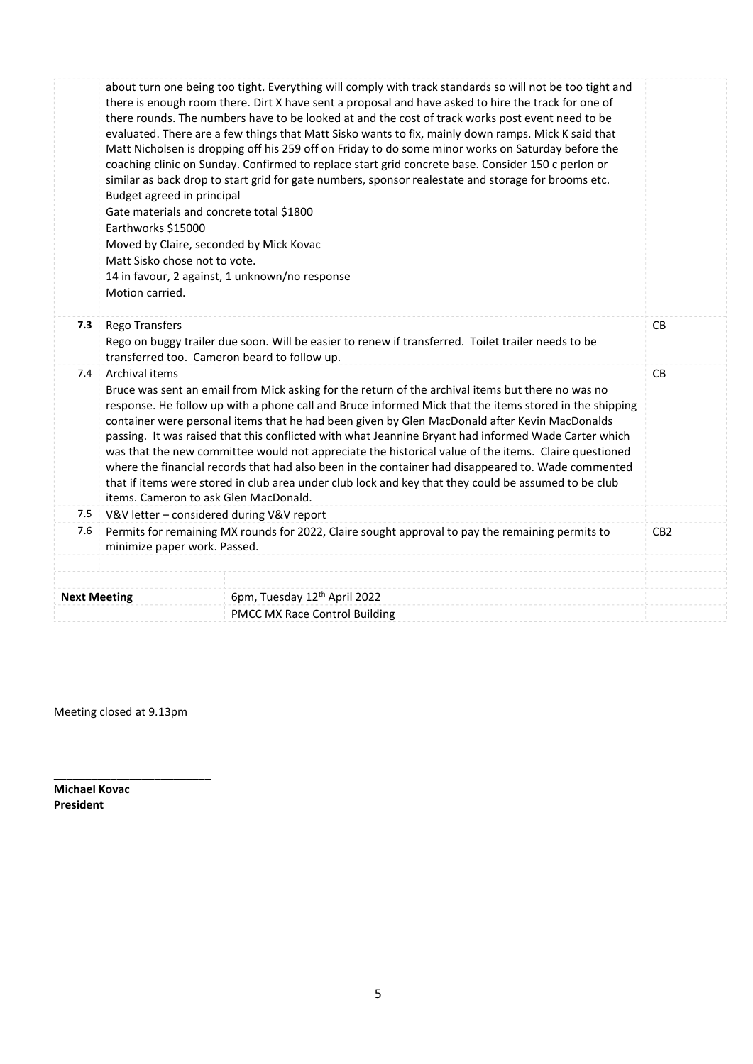| | | |
|---|---|---|
| | about turn one being too tight. Everything will comply with track standards so will not be too tight and there is enough room there. Dirt X have sent a proposal and have asked to hire the track for one of there rounds. The numbers have to be looked at and the cost of track works post event need to be evaluated. There are a few things that Matt Sisko wants to fix, mainly down ramps. Mick K said that Matt Nicholsen is dropping off his 259 off on Friday to do some minor works on Saturday before the coaching clinic on Sunday. Confirmed to replace start grid concrete base. Consider 150 c perlon or similar as back drop to start grid for gate numbers, sponsor realestate and storage for brooms etc.<br>Budget agreed in principal<br>Gate materials and concrete total \$1800<br>Earthworks \$15000<br>Moved by Claire, seconded by Mick Kovac<br>Matt Sisko chose not to vote.<br>14 in favour, 2 against, 1 unknown/no response<br>Motion carried. | |
| **7.3** | Rego Transfers<br>Rego on buggy trailer due soon. Will be easier to renew if transferred. Toilet trailer needs to be transferred too. Cameron beard to follow up. | CB |
| 7.4 | Archival items<br>Bruce was sent an email from Mick asking for the return of the archival items but there no was no response. He follow up with a phone call and Bruce informed Mick that the items stored in the shipping container were personal items that he had been given by Glen MacDonald after Kevin MacDonalds passing. It was raised that this conflicted with what Jeannine Bryant had informed Wade Carter which was that the new committee would not appreciate the historical value of the items. Claire questioned where the financial records that had also been in the container had disappeared to. Wade commented that if items were stored in club area under club lock and key that they could be assumed to be club items. Cameron to ask Glen MacDonald. | CB |
| 7.5 | V&V letter – considered during V&V report | |
| 7.6 | Permits for remaining MX rounds for 2022, Claire sought approval to pay the remaining permits to minimize paper work. Passed. | CB2 |
| **Next Meeting** | 6pm, Tuesday 12th April 2022<br>PMCC MX Race Control Building | |

Meeting closed at 9.13pm

\_\_\_\_\_\_\_\_\_\_\_\_\_\_\_\_\_\_\_\_\_\_\_\_\_\_

**Michael Kovac**
**President**